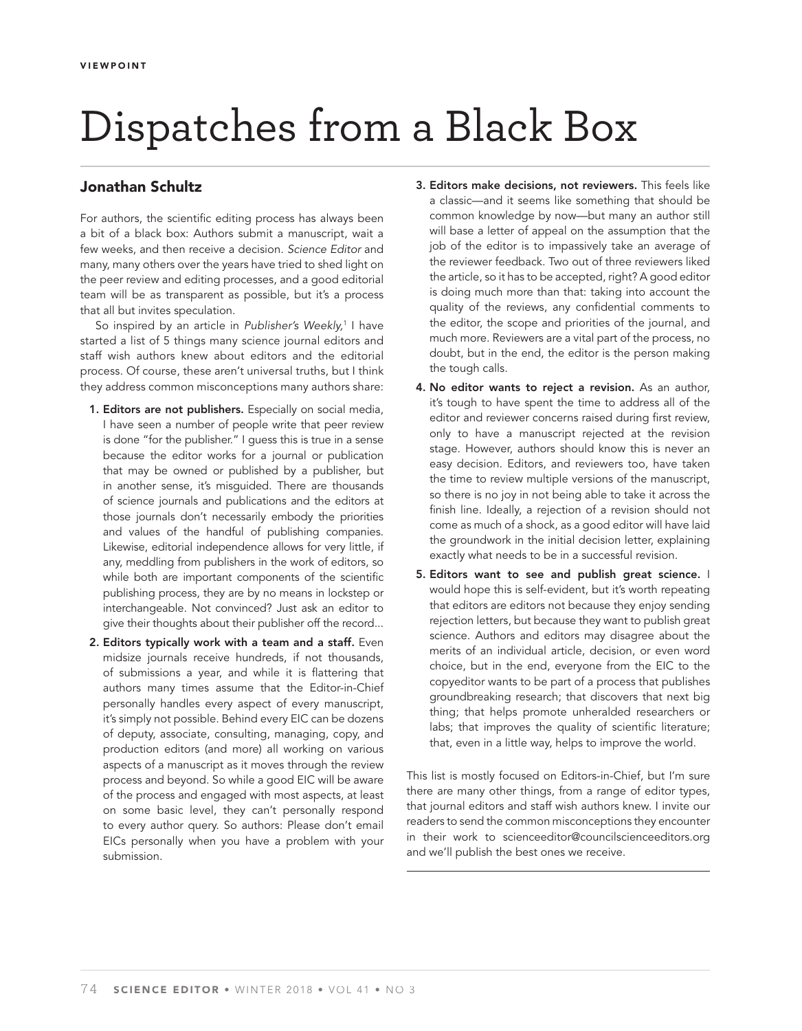VIEWPOINT

# Dispatches from a Black Box

## Jonathan Schultz

For authors, the scientific editing process has always been a bit of a black box: Authors submit a manuscript, wait a few weeks, and then receive a decision. *Science Editor* and many, many others over the years have tried to shed light on the peer review and editing processes, and a good editorial team will be as transparent as possible, but it's a process that all but invites speculation.

So inspired by an article in *Publisher's Weekly*,[1] I have started a list of 5 things many science journal editors and staff wish authors knew about editors and the editorial process. Of course, these aren't universal truths, but I think they address common misconceptions many authors share:

1. **Editors are not publishers.** Especially on social media, I have seen a number of people write that peer review is done "for the publisher." I guess this is true in a sense because the editor works for a journal or publication that may be owned or published by a publisher, but in another sense, it's misguided. There are thousands of science journals and publications and the editors at those journals don't necessarily embody the priorities and values of the handful of publishing companies. Likewise, editorial independence allows for very little, if any, meddling from publishers in the work of editors, so while both are important components of the scientific publishing process, they are by no means in lockstep or interchangeable. Not convinced? Just ask an editor to give their thoughts about their publisher off the record...
2. **Editors typically work with a team and a staff.** Even midsize journals receive hundreds, if not thousands, of submissions a year, and while it is flattering that authors many times assume that the Editor-in-Chief personally handles every aspect of every manuscript, it's simply not possible. Behind every EIC can be dozens of deputy, associate, consulting, managing, copy, and production editors (and more) all working on various aspects of a manuscript as it moves through the review process and beyond. So while a good EIC will be aware of the process and engaged with most aspects, at least on some basic level, they can't personally respond to every author query. So authors: Please don't email EICs personally when you have a problem with your submission.
3. **Editors make decisions, not reviewers.** This feels like a classic—and it seems like something that should be common knowledge by now—but many an author still will base a letter of appeal on the assumption that the job of the editor is to impassively take an average of the reviewer feedback. Two out of three reviewers liked the article, so it has to be accepted, right? A good editor is doing much more than that: taking into account the quality of the reviews, any confidential comments to the editor, the scope and priorities of the journal, and much more. Reviewers are a vital part of the process, no doubt, but in the end, the editor is the person making the tough calls.
4. **No editor wants to reject a revision.** As an author, it's tough to have spent the time to address all of the editor and reviewer concerns raised during first review, only to have a manuscript rejected at the revision stage. However, authors should know this is never an easy decision. Editors, and reviewers too, have taken the time to review multiple versions of the manuscript, so there is no joy in not being able to take it across the finish line. Ideally, a rejection of a revision should not come as much of a shock, as a good editor will have laid the groundwork in the initial decision letter, explaining exactly what needs to be in a successful revision.
5. **Editors want to see and publish great science.** I would hope this is self-evident, but it's worth repeating that editors are editors not because they enjoy sending rejection letters, but because they want to publish great science. Authors and editors may disagree about the merits of an individual article, decision, or even word choice, but in the end, everyone from the EIC to the copyeditor wants to be part of a process that publishes groundbreaking research; that discovers that next big thing; that helps promote unheralded researchers or labs; that improves the quality of scientific literature; that, even in a little way, helps to improve the world.

This list is mostly focused on Editors-in-Chief, but I'm sure there are many other things, from a range of editor types, that journal editors and staff wish authors knew. I invite our readers to send the common misconceptions they encounter in their work to scienceeditor@councilscienceeditors.org and we'll publish the best ones we receive.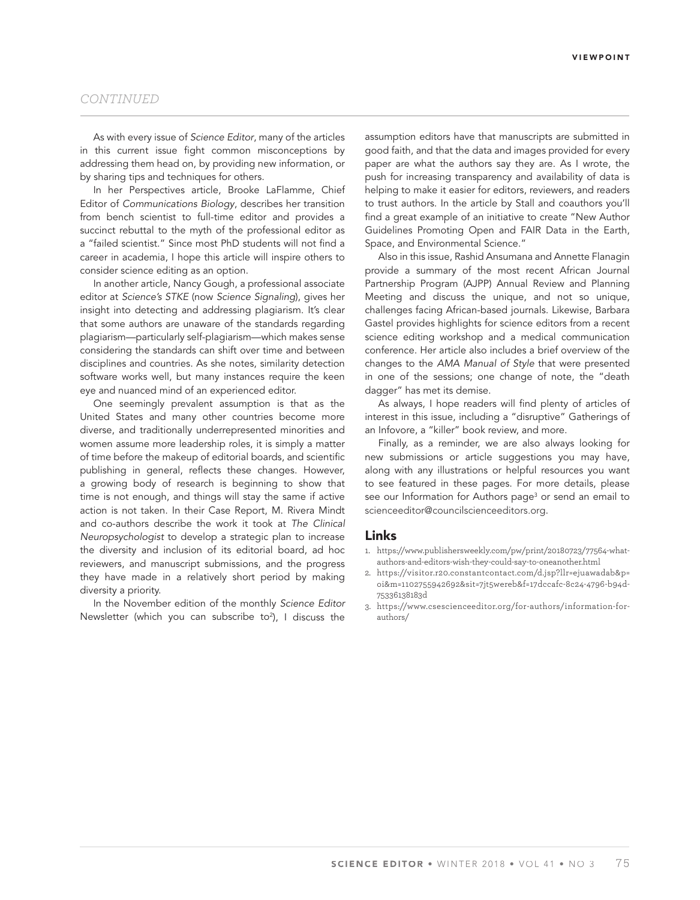*CONTINUED*

As with every issue of *Science Editor*, many of the articles in this current issue fight common misconceptions by addressing them head on, by providing new information, or by sharing tips and techniques for others.

In her Perspectives article, Brooke LaFlamme, Chief Editor of *Communications Biology*, describes her transition from bench scientist to full-time editor and provides a succinct rebuttal to the myth of the professional editor as a "failed scientist." Since most PhD students will not find a career in academia, I hope this article will inspire others to consider science editing as an option.

In another article, Nancy Gough, a professional associate editor at *Science's STKE* (now *Science Signaling*), gives her insight into detecting and addressing plagiarism. It's clear that some authors are unaware of the standards regarding plagiarism—particularly self-plagiarism—which makes sense considering the standards can shift over time and between disciplines and countries. As she notes, similarity detection software works well, but many instances require the keen eye and nuanced mind of an experienced editor.

One seemingly prevalent assumption is that as the United States and many other countries become more diverse, and traditionally underrepresented minorities and women assume more leadership roles, it is simply a matter of time before the makeup of editorial boards, and scientific publishing in general, reflects these changes. However, a growing body of research is beginning to show that time is not enough, and things will stay the same if active action is not taken. In their Case Report, M. Rivera Mindt and co-authors describe the work it took at *The Clinical Neuropsychologist* to develop a strategic plan to increase the diversity and inclusion of its editorial board, ad hoc reviewers, and manuscript submissions, and the progress they have made in a relatively short period by making diversity a priority.

In the November edition of the monthly *Science Editor* Newsletter (which you can subscribe to[2]), I discuss the assumption editors have that manuscripts are submitted in good faith, and that the data and images provided for every paper are what the authors say they are. As I wrote, the push for increasing transparency and availability of data is helping to make it easier for editors, reviewers, and readers to trust authors. In the article by Stall and coauthors you'll find a great example of an initiative to create "New Author Guidelines Promoting Open and FAIR Data in the Earth, Space, and Environmental Science."

Also in this issue, Rashid Ansumana and Annette Flanagin provide a summary of the most recent African Journal Partnership Program (AJPP) Annual Review and Planning Meeting and discuss the unique, and not so unique, challenges facing African-based journals. Likewise, Barbara Gastel provides highlights for science editors from a recent science editing workshop and a medical communication conference. Her article also includes a brief overview of the changes to the *AMA Manual of Style* that were presented in one of the sessions; one change of note, the "death dagger" has met its demise.

As always, I hope readers will find plenty of articles of interest in this issue, including a "disruptive" Gatherings of an Infovore, a "killer" book review, and more.

Finally, as a reminder, we are also always looking for new submissions or article suggestions you may have, along with any illustrations or helpful resources you want to see featured in these pages. For more details, please see our Information for Authors page[3] or send an email to scienceeditor@councilscienceeditors.org.

## Links

1. https://www.publishersweekly.com/pw/print/20180723/77564-what-authors-and-editors-wish-they-could-say-to-oneanother.html
2. https://visitor.r20.constantcontact.com/d.jsp?llr=ejuawadab&p=oi&m=1102755942692&sit=7jt5wereb&f=17dccafc-8c24-4796-b94d-75336138183d
3. https://www.csescienceeditor.org/for-authors/information-for-authors/